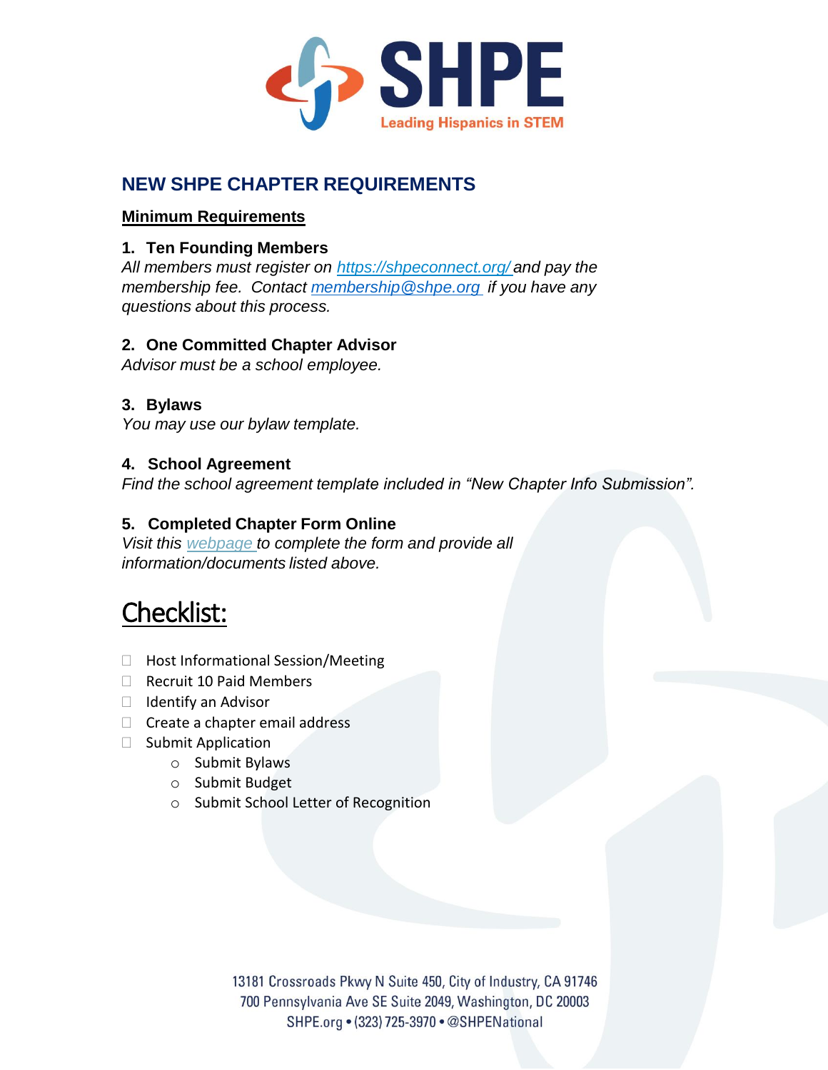SHPE

Leading Hispanics in STEM

# NEW SHPE CHAPTER REQUIREMENTS

## Minimum Requirements

### 1. Ten Founding Members

*All members must register on https://shpeconnect.org/ and pay the membership fee. Contact membership@shpe.org if you have any questions about this process.*

### 2. One Committed Chapter Advisor

*Advisor must be a school employee.*

### 3. Bylaws

*You may use our bylaw template.*

### 4. School Agreement

*Find the school agreement template included in "New Chapter Info Submission".*

### 5. Completed Chapter Form Online

*Visit this webpage to complete the form and provide all information/documents listed above.*

# Checklist:

- ☐ Host Informational Session/Meeting
- ☐ Recruit 10 Paid Members
- ☐ Identify an Advisor
- ☐ Create a chapter email address
- ☐ Submit Application
  - Submit Bylaws
  - Submit Budget
  - Submit School Letter of Recognition

13181 Crossroads Pkwy N Suite 450, City of Industry, CA 91746
700 Pennsylvania Ave SE Suite 2049, Washington, DC 20003
SHPE.org • (323) 725-3970 • @SHPENational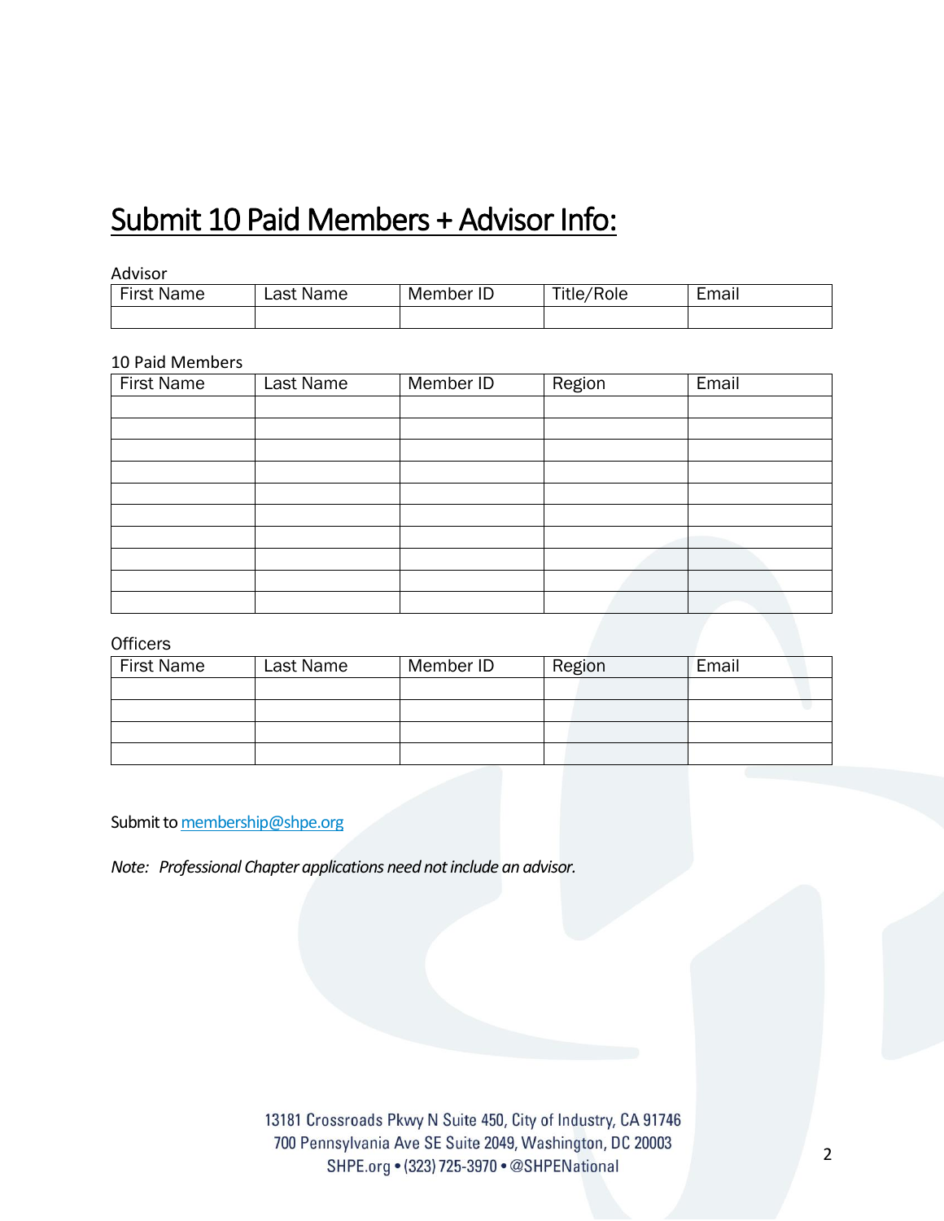# Submit 10 Paid Members + Advisor Info:

Advisor

| First Name | Last Name | Member ID | Title/Role | Email |
|---|---|---|---|---|
| | | | | |

10 Paid Members

| First Name | Last Name | Member ID | Region | Email |
|---|---|---|---|---|
| | | | | |
| | | | | |
| | | | | |
| | | | | |
| | | | | |
| | | | | |
| | | | | |
| | | | | |
| | | | | |
| | | | | |

Officers

| First Name | Last Name | Member ID | Region | Email |
|---|---|---|---|---|
| | | | | |
| | | | | |
| | | | | |
| | | | | |

Submit to membership@shpe.org

*Note: Professional Chapter applications need not include an advisor.*

13181 Crossroads Pkwy N Suite 450, City of Industry, CA 91746
700 Pennsylvania Ave SE Suite 2049, Washington, DC 20003
SHPE.org • (323) 725-3970 • @SHPENational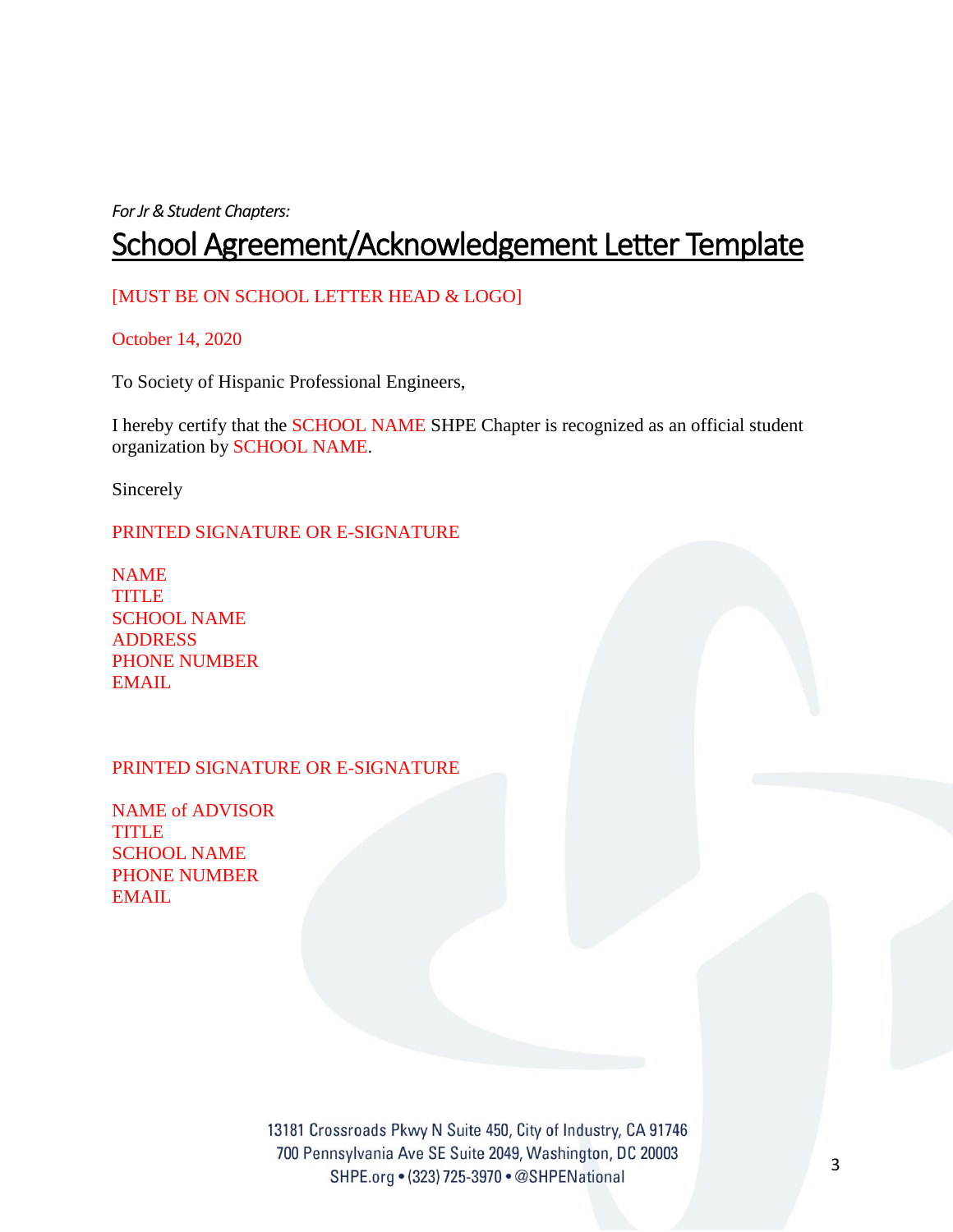*For Jr & Student Chapters:*

# School Agreement/Acknowledgement Letter Template

[MUST BE ON SCHOOL LETTER HEAD & LOGO]

October 14, 2020

To Society of Hispanic Professional Engineers,

I hereby certify that the SCHOOL NAME SHPE Chapter is recognized as an official student organization by SCHOOL NAME.

Sincerely

PRINTED SIGNATURE OR E-SIGNATURE

NAME  
TITLE  
SCHOOL NAME  
ADDRESS  
PHONE NUMBER  
EMAIL

PRINTED SIGNATURE OR E-SIGNATURE

NAME of ADVISOR  
TITLE  
SCHOOL NAME  
PHONE NUMBER  
EMAIL

13181 Crossroads Pkwy N Suite 450, City of Industry, CA 91746  
700 Pennsylvania Ave SE Suite 2049, Washington, DC 20003  
SHPE.org • (323) 725-3970 • @SHPENational